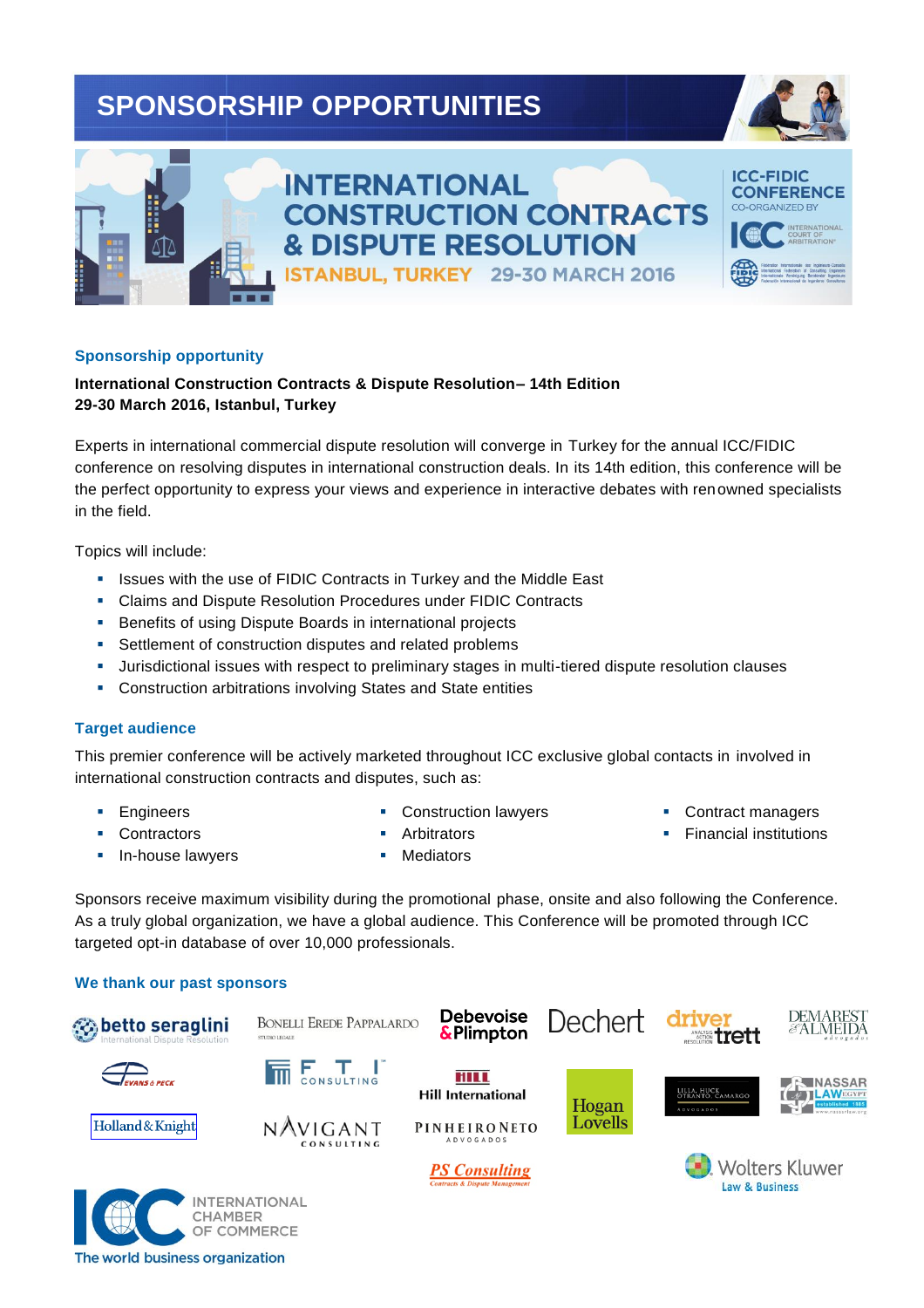# SPONSORSHIP OPPORTUNITIES

## INTERNATIONAL CONSTRUCTION CONTRACTS & DISPUTE RESOLUTION

ISTANBUL, TURKEY 29-30 MARCH 2016

ICC-FIDIC CONFERENCE CO-ORGANIZED BY

### Sponsorship opportunity

**International Construction Contracts & Dispute Resolution– 14th Edition**
**29-30 March 2016, Istanbul, Turkey**

Experts in international commercial dispute resolution will converge in Turkey for the annual ICC/FIDIC conference on resolving disputes in international construction deals. In its 14th edition, this conference will be the perfect opportunity to express your views and experience in interactive debates with renowned specialists in the field.

Topics will include:

- Issues with the use of FIDIC Contracts in Turkey and the Middle East
- Claims and Dispute Resolution Procedures under FIDIC Contracts
- Benefits of using Dispute Boards in international projects
- Settlement of construction disputes and related problems
- Jurisdictional issues with respect to preliminary stages in multi-tiered dispute resolution clauses
- Construction arbitrations involving States and State entities

### Target audience

This premier conference will be actively marketed throughout ICC exclusive global contacts in involved in international construction contracts and disputes, such as:

- Engineers
- Contractors
- In-house lawyers
- Construction lawyers
- Arbitrators
- Mediators
- Contract managers
- Financial institutions

Sponsors receive maximum visibility during the promotional phase, onsite and also following the Conference. As a truly global organization, we have a global audience. This Conference will be promoted through ICC targeted opt-in database of over 10,000 professionals.

### We thank our past sponsors

betto seraglini International Dispute Resolution
Bonelli Erede Pappalardo
Debevoise & Plimpton
Dechert
driver trett
Demarest Almeida
Evans & Peck
FTI Consulting
Hill International
Hogan Lovells
Lilla, Huck, Otranto, Camargo Advogados
Nassar Law Egypt
Holland & Knight
Navigant Consulting
Pinheiro Neto Advogados
PS Consulting Contracts & Dispute Management
Wolters Kluwer Law & Business

ICC International Chamber of Commerce
The world business organization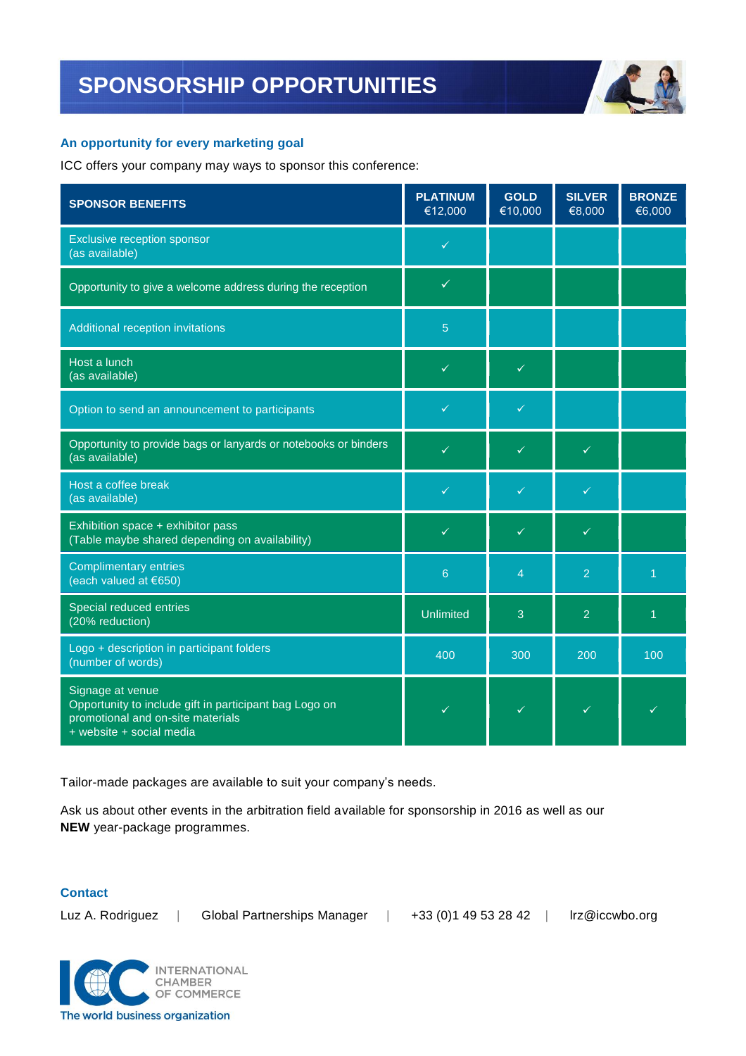# SPONSORSHIP OPPORTUNITIES

### An opportunity for every marketing goal

ICC offers your company may ways to sponsor this conference:

| SPONSOR BENEFITS | PLATINUM €12,000 | GOLD €10,000 | SILVER €8,000 | BRONZE €6,000 |
|---|---|---|---|---|
| Exclusive reception sponsor (as available) | ✓ | | | |
| Opportunity to give a welcome address during the reception | ✓ | | | |
| Additional reception invitations | 5 | | | |
| Host a lunch (as available) | ✓ | ✓ | | |
| Option to send an announcement to participants | ✓ | ✓ | | |
| Opportunity to provide bags or lanyards or notebooks or binders (as available) | ✓ | ✓ | ✓ | |
| Host a coffee break (as available) | ✓ | ✓ | ✓ | |
| Exhibition space + exhibitor pass (Table maybe shared depending on availability) | ✓ | ✓ | ✓ | |
| Complimentary entries (each valued at €650) | 6 | 4 | 2 | 1 |
| Special reduced entries (20% reduction) | Unlimited | 3 | 2 | 1 |
| Logo + description in participant folders (number of words) | 400 | 300 | 200 | 100 |
| Signage at venue Opportunity to include gift in participant bag Logo on promotional and on-site materials + website + social media | ✓ | ✓ | ✓ | ✓ |

Tailor-made packages are available to suit your company's needs.

Ask us about other events in the arbitration field available for sponsorship in 2016 as well as our **NEW** year-package programmes.

### Contact

Luz A. Rodriguez | Global Partnerships Manager | +33 (0)1 49 53 28 42 | lrz@iccwbo.org

ICC INTERNATIONAL CHAMBER OF COMMERCE

The world business organization